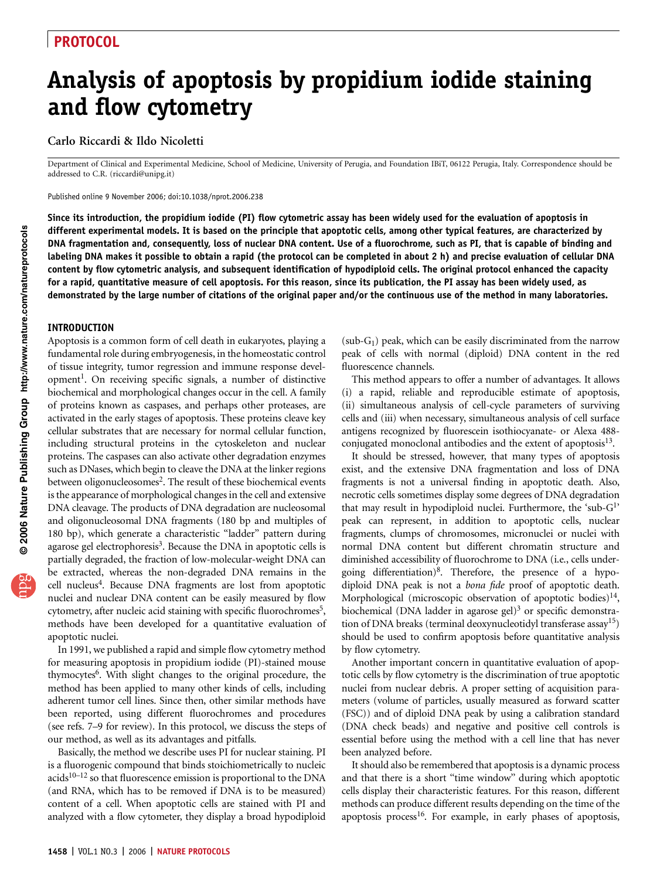PROTOCOL

# Analysis of apoptosis by propidium iodide staining and flow cytometry

Carlo Riccardi & Ildo Nicoletti

Department of Clinical and Experimental Medicine, School of Medicine, University of Perugia, and Foundation IBiT, 06122 Perugia, Italy. Correspondence should be addressed to C.R. (riccardi@unipg.it)

Published online 9 November 2006; doi:10.1038/nprot.2006.238

**Since its introduction, the propidium iodide (PI) flow cytometric assay has been widely used for the evaluation of apoptosis in different experimental models. It is based on the principle that apoptotic cells, among other typical features, are characterized by DNA fragmentation and, consequently, loss of nuclear DNA content. Use of a fluorochrome, such as PI, that is capable of binding and labeling DNA makes it possible to obtain a rapid (the protocol can be completed in about 2 h) and precise evaluation of cellular DNA content by flow cytometric analysis, and subsequent identification of hypodiploid cells. The original protocol enhanced the capacity for a rapid, quantitative measure of cell apoptosis. For this reason, since its publication, the PI assay has been widely used, as demonstrated by the large number of citations of the original paper and/or the continuous use of the method in many laboratories.**

## INTRODUCTION

Apoptosis is a common form of cell death in eukaryotes, playing a fundamental role during embryogenesis, in the homeostatic control of tissue integrity, tumor regression and immune response development[1]. On receiving specific signals, a number of distinctive biochemical and morphological changes occur in the cell. A family of proteins known as caspases, and perhaps other proteases, are activated in the early stages of apoptosis. These proteins cleave key cellular substrates that are necessary for normal cellular function, including structural proteins in the cytoskeleton and nuclear proteins. The caspases can also activate other degradation enzymes such as DNases, which begin to cleave the DNA at the linker regions between oligonucleosomes[2]. The result of these biochemical events is the appearance of morphological changes in the cell and extensive DNA cleavage. The products of DNA degradation are nucleosomal and oligonucleosomal DNA fragments (180 bp and multiples of 180 bp), which generate a characteristic "ladder" pattern during agarose gel electrophoresis[3]. Because the DNA in apoptotic cells is partially degraded, the fraction of low-molecular-weight DNA can be extracted, whereas the non-degraded DNA remains in the cell nucleus[4]. Because DNA fragments are lost from apoptotic nuclei and nuclear DNA content can be easily measured by flow cytometry, after nucleic acid staining with specific fluorochromes[5], methods have been developed for a quantitative evaluation of apoptotic nuclei.

In 1991, we published a rapid and simple flow cytometry method for measuring apoptosis in propidium iodide (PI)-stained mouse thymocytes[6]. With slight changes to the original procedure, the method has been applied to many other kinds of cells, including adherent tumor cell lines. Since then, other similar methods have been reported, using different fluorochromes and procedures (see refs. 7–9 for review). In this protocol, we discuss the steps of our method, as well as its advantages and pitfalls.

Basically, the method we describe uses PI for nuclear staining. PI is a fluorogenic compound that binds stoichiometrically to nucleic acids[10–12] so that fluorescence emission is proportional to the DNA (and RNA, which has to be removed if DNA is to be measured) content of a cell. When apoptotic cells are stained with PI and analyzed with a flow cytometer, they display a broad hypodiploid (sub-$G_1$) peak, which can be easily discriminated from the narrow peak of cells with normal (diploid) DNA content in the red fluorescence channels.

This method appears to offer a number of advantages. It allows (i) a rapid, reliable and reproducible estimate of apoptosis, (ii) simultaneous analysis of cell-cycle parameters of surviving cells and (iii) when necessary, simultaneous analysis of cell surface antigens recognized by fluorescein isothiocyanate- or Alexa 488-conjugated monoclonal antibodies and the extent of apoptosis[13].

It should be stressed, however, that many types of apoptosis exist, and the extensive DNA fragmentation and loss of DNA fragments is not a universal finding in apoptotic death. Also, necrotic cells sometimes display some degrees of DNA degradation that may result in hypodiploid nuclei. Furthermore, the 'sub-$G_1$' peak can represent, in addition to apoptotic cells, nuclear fragments, clumps of chromosomes, micronuclei or nuclei with normal DNA content but different chromatin structure and diminished accessibility of fluorochrome to DNA (i.e., cells undergoing differentiation)[8]. Therefore, the presence of a hypodiploid DNA peak is not a *bona fide* proof of apoptotic death. Morphological (microscopic observation of apoptotic bodies)[14], biochemical (DNA ladder in agarose gel)[3] or specific demonstration of DNA breaks (terminal deoxynucleotidyl transferase assay[15]) should be used to confirm apoptosis before quantitative analysis by flow cytometry.

Another important concern in quantitative evaluation of apoptotic cells by flow cytometry is the discrimination of true apoptotic nuclei from nuclear debris. A proper setting of acquisition parameters (volume of particles, usually measured as forward scatter (FSC)) and of diploid DNA peak by using a calibration standard (DNA check beads) and negative and positive cell controls is essential before using the method with a cell line that has never been analyzed before.

It should also be remembered that apoptosis is a dynamic process and that there is a short "time window" during which apoptotic cells display their characteristic features. For this reason, different methods can produce different results depending on the time of the apoptosis process[16]. For example, in early phases of apoptosis,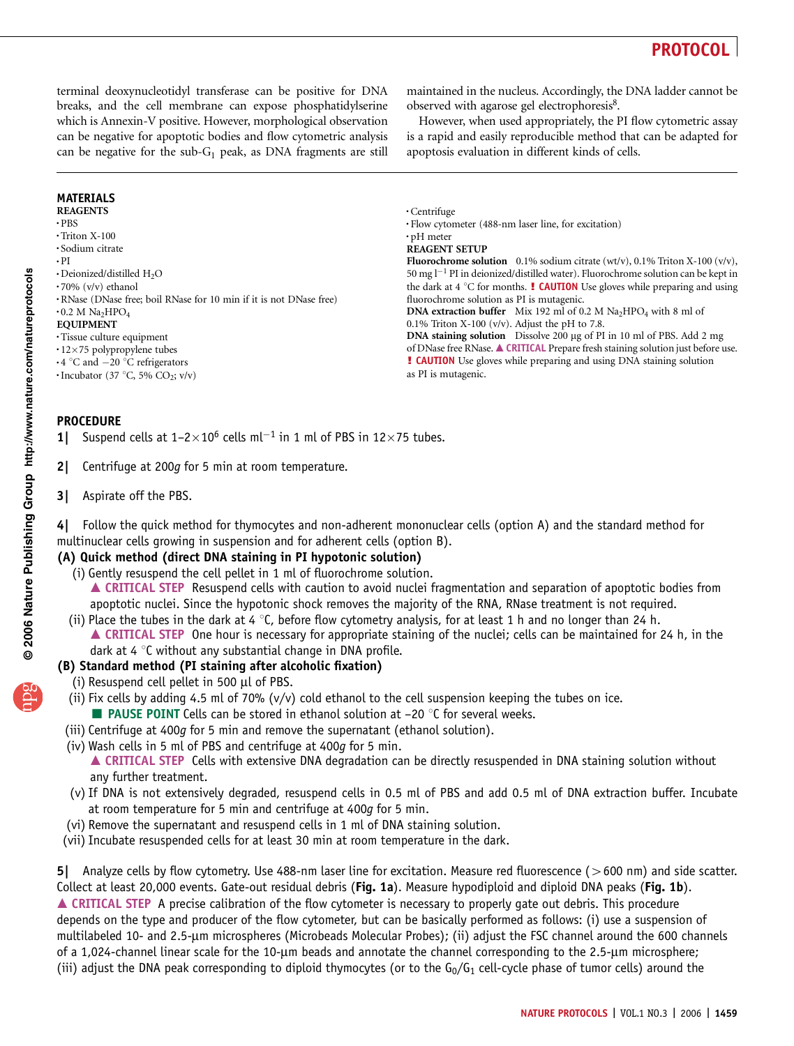terminal deoxynucleotidyl transferase can be positive for DNA breaks, and the cell membrane can expose phosphatidylserine which is Annexin-V positive. However, morphological observation can be negative for apoptotic bodies and flow cytometric analysis can be negative for the sub-$G_1$ peak, as DNA fragments are still maintained in the nucleus. Accordingly, the DNA ladder cannot be observed with agarose gel electrophoresis[8].

However, when used appropriately, the PI flow cytometric assay is a rapid and easily reproducible method that can be adapted for apoptosis evaluation in different kinds of cells.

## MATERIALS

### REAGENTS

- PBS
- Triton X-100
- Sodium citrate
- PI
- Deionized/distilled $H_2O$
- 70% (v/v) ethanol
- RNase (DNase free; boil RNase for 10 min if it is not DNase free)
- 0.2 M $Na_2HPO_4$

### EQUIPMENT

- Tissue culture equipment
- 12×75 polypropylene tubes
- 4 °C and −20 °C refrigerators
- Incubator (37 °C, 5% $CO_2$; v/v)
- Centrifuge
- Flow cytometer (488-nm laser line, for excitation)
- pH meter

### REAGENT SETUP

**Fluorochrome solution** 0.1% sodium citrate (wt/v), 0.1% Triton X-100 (v/v), 50 mg $l^{-1}$ PI in deionized/distilled water). Fluorochrome solution can be kept in the dark at 4 °C for months. **! CAUTION** Use gloves while preparing and using fluorochrome solution as PI is mutagenic.

**DNA extraction buffer** Mix 192 ml of 0.2 M $Na_2HPO_4$ with 8 ml of 0.1% Triton X-100 (v/v). Adjust the pH to 7.8.

**DNA staining solution** Dissolve 200 µg of PI in 10 ml of PBS. Add 2 mg of DNase free RNase. **▲ CRITICAL** Prepare fresh staining solution just before use. **! CAUTION** Use gloves while preparing and using DNA staining solution as PI is mutagenic.

## PROCEDURE

**1|** Suspend cells at 1–2×$10^6$ cells $ml^{-1}$ in 1 ml of PBS in 12×75 tubes.

**2|** Centrifuge at 200*g* for 5 min at room temperature.

**3|** Aspirate off the PBS.

**4|** Follow the quick method for thymocytes and non-adherent mononuclear cells (option A) and the standard method for multinuclear cells growing in suspension and for adherent cells (option B).

**(A) Quick method (direct DNA staining in PI hypotonic solution)**

(i) Gently resuspend the cell pellet in 1 ml of fluorochrome solution.

**▲ CRITICAL STEP** Resuspend cells with caution to avoid nuclei fragmentation and separation of apoptotic bodies from apoptotic nuclei. Since the hypotonic shock removes the majority of the RNA, RNase treatment is not required.

(ii) Place the tubes in the dark at 4 °C, before flow cytometry analysis, for at least 1 h and no longer than 24 h.

**▲ CRITICAL STEP** One hour is necessary for appropriate staining of the nuclei; cells can be maintained for 24 h, in the dark at 4 °C without any substantial change in DNA profile.

**(B) Standard method (PI staining after alcoholic fixation)**

(i) Resuspend cell pellet in 500 µl of PBS.

(ii) Fix cells by adding 4.5 ml of 70% (v/v) cold ethanol to the cell suspension keeping the tubes on ice.

**■ PAUSE POINT** Cells can be stored in ethanol solution at −20 °C for several weeks.

(iii) Centrifuge at 400*g* for 5 min and remove the supernatant (ethanol solution).

(iv) Wash cells in 5 ml of PBS and centrifuge at 400*g* for 5 min.

**▲ CRITICAL STEP** Cells with extensive DNA degradation can be directly resuspended in DNA staining solution without any further treatment.

(v) If DNA is not extensively degraded, resuspend cells in 0.5 ml of PBS and add 0.5 ml of DNA extraction buffer. Incubate at room temperature for 5 min and centrifuge at 400*g* for 5 min.

(vi) Remove the supernatant and resuspend cells in 1 ml of DNA staining solution.

(vii) Incubate resuspended cells for at least 30 min at room temperature in the dark.

**5|** Analyze cells by flow cytometry. Use 488-nm laser line for excitation. Measure red fluorescence (>600 nm) and side scatter. Collect at least 20,000 events. Gate-out residual debris (**Fig. 1a**). Measure hypodiploid and diploid DNA peaks (**Fig. 1b**).

**▲ CRITICAL STEP** A precise calibration of the flow cytometer is necessary to properly gate out debris. This procedure depends on the type and producer of the flow cytometer, but can be basically performed as follows: (i) use a suspension of multilabeled 10- and 2.5-µm microspheres (Microbeads Molecular Probes); (ii) adjust the FSC channel around the 600 channels of a 1,024-channel linear scale for the 10-µm beads and annotate the channel corresponding to the 2.5-µm microsphere; (iii) adjust the DNA peak corresponding to diploid thymocytes (or to the $G_0$/$G_1$ cell-cycle phase of tumor cells) around the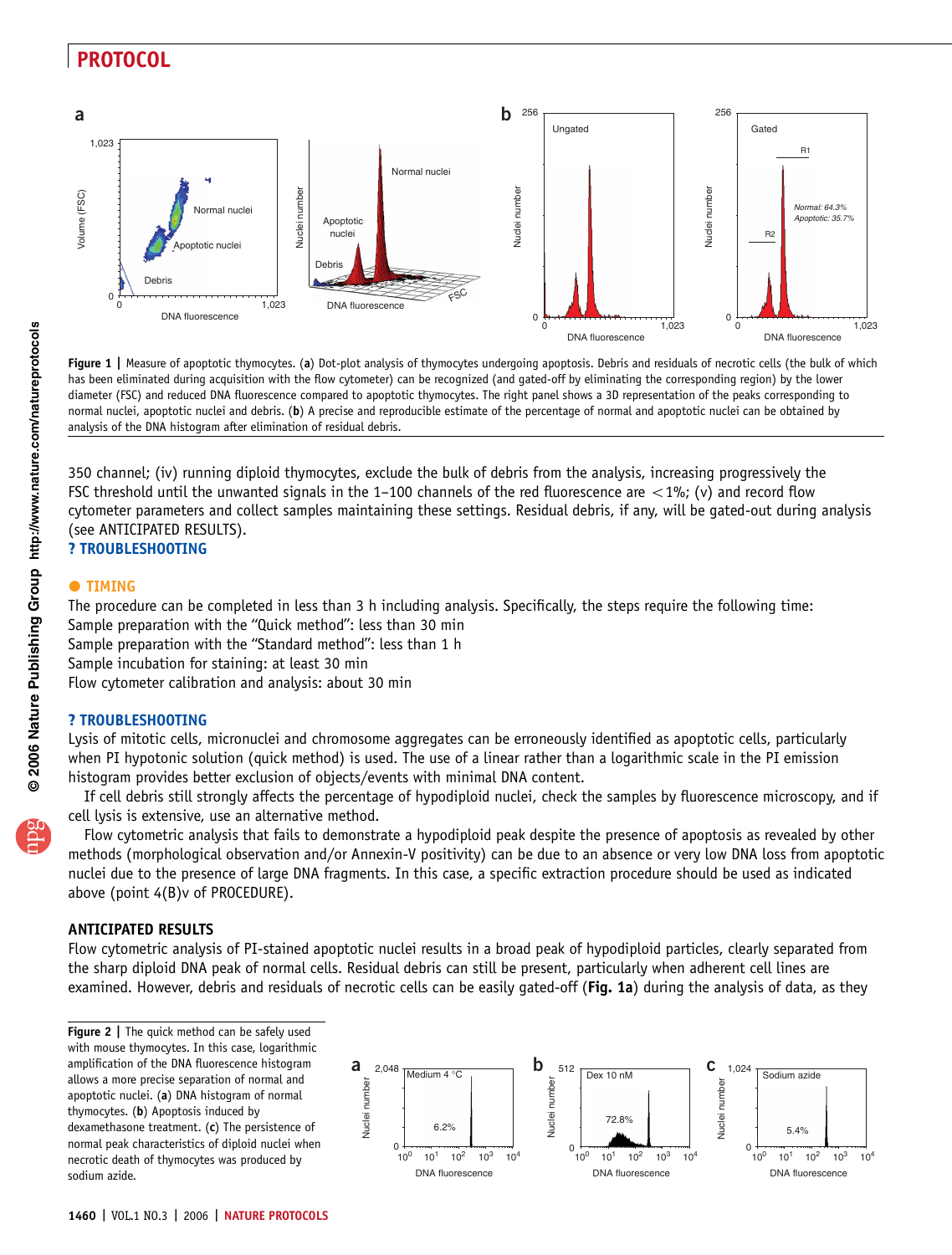Figure 1 | Measure of apoptotic thymocytes. (**a**) Dot-plot analysis of thymocytes undergoing apoptosis. Debris and residuals of necrotic cells (the bulk of which has been eliminated during acquisition with the flow cytometer) can be recognized (and gated-off by eliminating the corresponding region) by the lower diameter (FSC) and reduced DNA fluorescence compared to apoptotic thymocytes. The right panel shows a 3D representation of the peaks corresponding to normal nuclei, apoptotic nuclei and debris. (**b**) A precise and reproducible estimate of the percentage of normal and apoptotic nuclei can be obtained by analysis of the DNA histogram after elimination of residual debris.

350 channel; (iv) running diploid thymocytes, exclude the bulk of debris from the analysis, increasing progressively the FSC threshold until the unwanted signals in the 1–100 channels of the red fluorescence are $<1\%$; (v) and record flow cytometer parameters and collect samples maintaining these settings. Residual debris, if any, will be gated-out during analysis (see ANTICIPATED RESULTS).

**? TROUBLESHOOTING**

## ● TIMING

The procedure can be completed in less than 3 h including analysis. Specifically, the steps require the following time:
Sample preparation with the "Quick method": less than 30 min
Sample preparation with the "Standard method": less than 1 h
Sample incubation for staining: at least 30 min
Flow cytometer calibration and analysis: about 30 min

## ? TROUBLESHOOTING

Lysis of mitotic cells, micronuclei and chromosome aggregates can be erroneously identified as apoptotic cells, particularly when PI hypotonic solution (quick method) is used. The use of a linear rather than a logarithmic scale in the PI emission histogram provides better exclusion of objects/events with minimal DNA content.

If cell debris still strongly affects the percentage of hypodiploid nuclei, check the samples by fluorescence microscopy, and if cell lysis is extensive, use an alternative method.

Flow cytometric analysis that fails to demonstrate a hypodiploid peak despite the presence of apoptosis as revealed by other methods (morphological observation and/or Annexin-V positivity) can be due to an absence or very low DNA loss from apoptotic nuclei due to the presence of large DNA fragments. In this case, a specific extraction procedure should be used as indicated above (point 4(B)v of PROCEDURE).

## ANTICIPATED RESULTS

Flow cytometric analysis of PI-stained apoptotic nuclei results in a broad peak of hypodiploid particles, clearly separated from the sharp diploid DNA peak of normal cells. Residual debris can still be present, particularly when adherent cell lines are examined. However, debris and residuals of necrotic cells can be easily gated-off (**Fig. 1a**) during the analysis of data, as they

Figure 2 | The quick method can be safely used with mouse thymocytes. In this case, logarithmic amplification of the DNA fluorescence histogram allows a more precise separation of normal and apoptotic nuclei. (**a**) DNA histogram of normal thymocytes. (**b**) Apoptosis induced by dexamethasone treatment. (**c**) The persistence of normal peak characteristics of diploid nuclei when necrotic death of thymocytes was produced by sodium azide.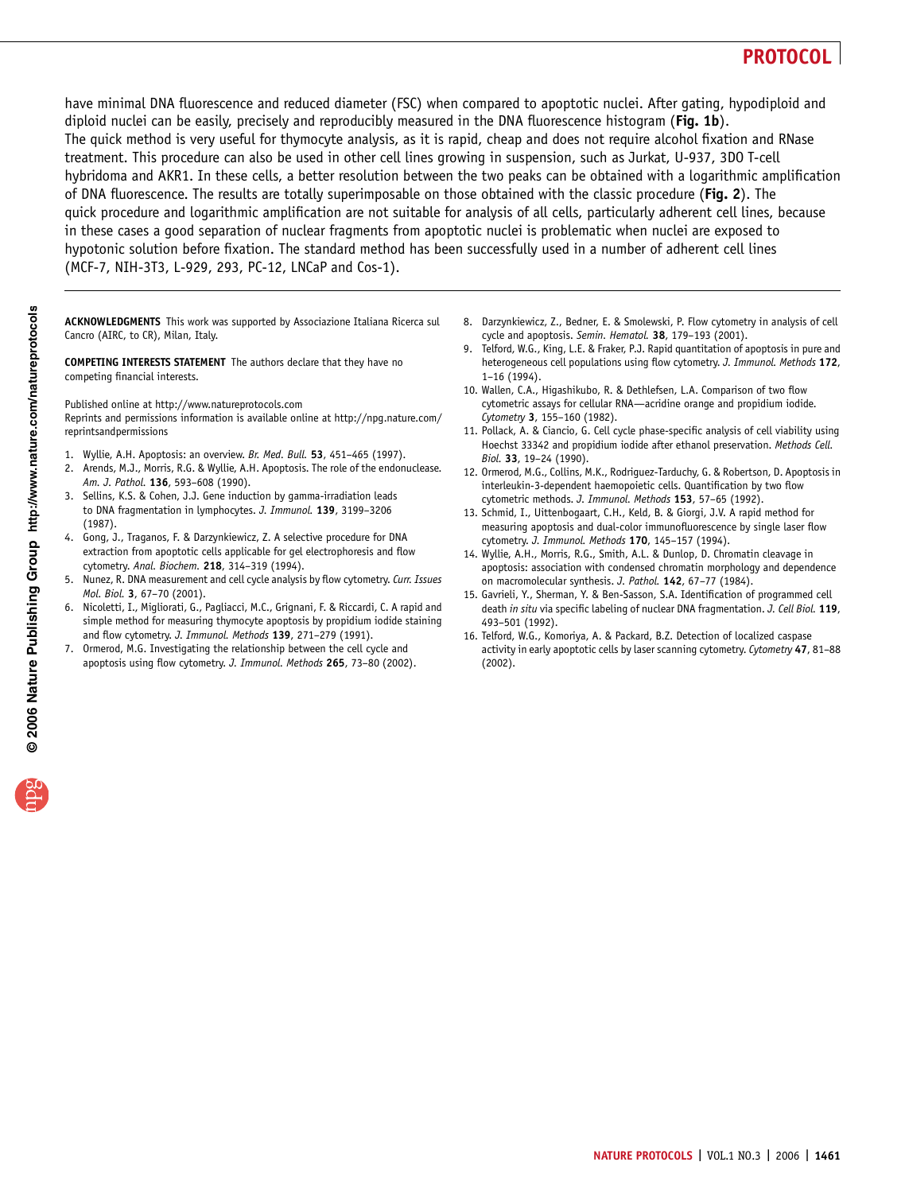have minimal DNA fluorescence and reduced diameter (FSC) when compared to apoptotic nuclei. After gating, hypodiploid and diploid nuclei can be easily, precisely and reproducibly measured in the DNA fluorescence histogram (**Fig. 1b**).
The quick method is very useful for thymocyte analysis, as it is rapid, cheap and does not require alcohol fixation and RNase treatment. This procedure can also be used in other cell lines growing in suspension, such as Jurkat, U-937, 3DO T-cell hybridoma and AKR1. In these cells, a better resolution between the two peaks can be obtained with a logarithmic amplification of DNA fluorescence. The results are totally superimposable on those obtained with the classic procedure (**Fig. 2**). The quick procedure and logarithmic amplification are not suitable for analysis of all cells, particularly adherent cell lines, because in these cases a good separation of nuclear fragments from apoptotic nuclei is problematic when nuclei are exposed to hypotonic solution before fixation. The standard method has been successfully used in a number of adherent cell lines (MCF-7, NIH-3T3, L-929, 293, PC-12, LNCaP and Cos-1).

**ACKNOWLEDGMENTS** This work was supported by Associazione Italiana Ricerca sul Cancro (AIRC, to CR), Milan, Italy.

**COMPETING INTERESTS STATEMENT** The authors declare that they have no competing financial interests.

Published online at http://www.natureprotocols.com
Reprints and permissions information is available online at http://npg.nature.com/reprintsandpermissions

1. Wyllie, A.H. Apoptosis: an overview. *Br. Med. Bull.* **53**, 451–465 (1997).
2. Arends, M.J., Morris, R.G. & Wyllie, A.H. Apoptosis. The role of the endonuclease. *Am. J. Pathol.* **136**, 593–608 (1990).
3. Sellins, K.S. & Cohen, J.J. Gene induction by gamma-irradiation leads to DNA fragmentation in lymphocytes. *J. Immunol.* **139**, 3199–3206 (1987).
4. Gong, J., Traganos, F. & Darzynkiewicz, Z. A selective procedure for DNA extraction from apoptotic cells applicable for gel electrophoresis and flow cytometry. *Anal. Biochem.* **218**, 314–319 (1994).
5. Nunez, R. DNA measurement and cell cycle analysis by flow cytometry. *Curr. Issues Mol. Biol.* **3**, 67–70 (2001).
6. Nicoletti, I., Migliorati, G., Pagliacci, M.C., Grignani, F. & Riccardi, C. A rapid and simple method for measuring thymocyte apoptosis by propidium iodide staining and flow cytometry. *J. Immunol. Methods* **139**, 271–279 (1991).
7. Ormerod, M.G. Investigating the relationship between the cell cycle and apoptosis using flow cytometry. *J. Immunol. Methods* **265**, 73–80 (2002).
8. Darzynkiewicz, Z., Bedner, E. & Smolewski, P. Flow cytometry in analysis of cell cycle and apoptosis. *Semin. Hematol.* **38**, 179–193 (2001).
9. Telford, W.G., King, L.E. & Fraker, P.J. Rapid quantitation of apoptosis in pure and heterogeneous cell populations using flow cytometry. *J. Immunol. Methods* **172**, 1–16 (1994).
10. Wallen, C.A., Higashikubo, R. & Dethlefsen, L.A. Comparison of two flow cytometric assays for cellular RNA—acridine orange and propidium iodide. *Cytometry* **3**, 155–160 (1982).
11. Pollack, A. & Ciancio, G. Cell cycle phase-specific analysis of cell viability using Hoechst 33342 and propidium iodide after ethanol preservation. *Methods Cell. Biol.* **33**, 19–24 (1990).
12. Ormerod, M.G., Collins, M.K., Rodriguez-Tarduchy, G. & Robertson, D. Apoptosis in interleukin-3-dependent haemopoietic cells. Quantification by two flow cytometric methods. *J. Immunol. Methods* **153**, 57–65 (1992).
13. Schmid, I., Uittenbogaart, C.H., Keld, B. & Giorgi, J.V. A rapid method for measuring apoptosis and dual-color immunofluorescence by single laser flow cytometry. *J. Immunol. Methods* **170**, 145–157 (1994).
14. Wyllie, A.H., Morris, R.G., Smith, A.L. & Dunlop, D. Chromatin cleavage in apoptosis: association with condensed chromatin morphology and dependence on macromolecular synthesis. *J. Pathol.* **142**, 67–77 (1984).
15. Gavrieli, Y., Sherman, Y. & Ben-Sasson, S.A. Identification of programmed cell death *in situ* via specific labeling of nuclear DNA fragmentation. *J. Cell Biol.* **119**, 493–501 (1992).
16. Telford, W.G., Komoriya, A. & Packard, B.Z. Detection of localized caspase activity in early apoptotic cells by laser scanning cytometry. *Cytometry* **47**, 81–88 (2002).